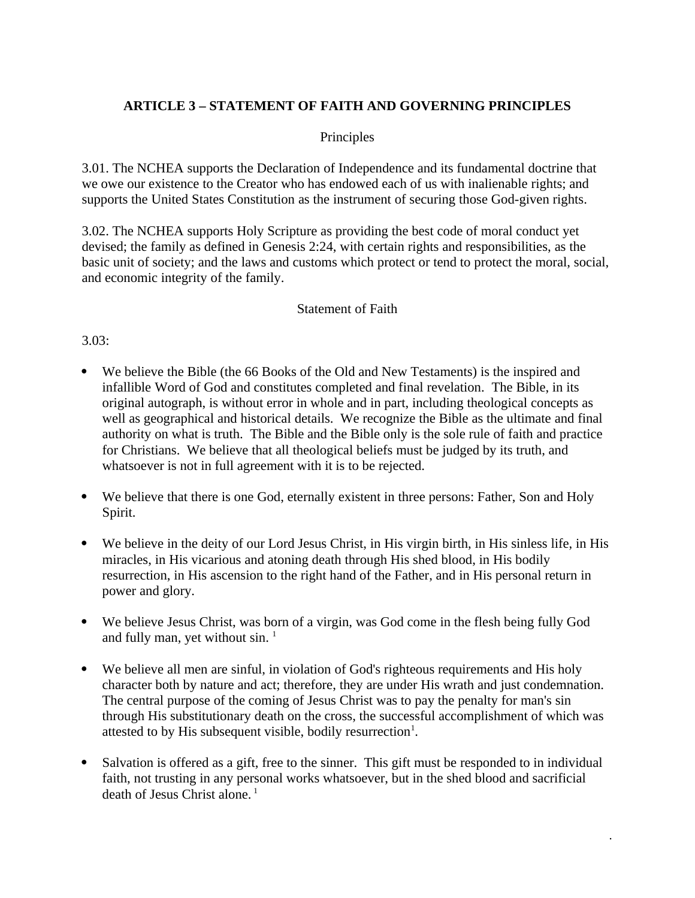## ARTICLE 3 – STATEMENT OF FAITH AND GOVERNING PRINCIPLES

### Principles

3.01. The NCHEA supports the Declaration of Independence and its fundamental doctrine that we owe our existence to the Creator who has endowed each of us with inalienable rights; and supports the United States Constitution as the instrument of securing those God-given rights.

3.02. The NCHEA supports Holy Scripture as providing the best code of moral conduct yet devised; the family as defined in Genesis 2:24, with certain rights and responsibilities, as the basic unit of society; and the laws and customs which protect or tend to protect the moral, social, and economic integrity of the family.

### Statement of Faith

3.03:

- We believe the Bible (the 66 Books of the Old and New Testaments) is the inspired and infallible Word of God and constitutes completed and final revelation. The Bible, in its original autograph, is without error in whole and in part, including theological concepts as well as geographical and historical details. We recognize the Bible as the ultimate and final authority on what is truth. The Bible and the Bible only is the sole rule of faith and practice for Christians. We believe that all theological beliefs must be judged by its truth, and whatsoever is not in full agreement with it is to be rejected.

- We believe that there is one God, eternally existent in three persons: Father, Son and Holy Spirit.

- We believe in the deity of our Lord Jesus Christ, in His virgin birth, in His sinless life, in His miracles, in His vicarious and atoning death through His shed blood, in His bodily resurrection, in His ascension to the right hand of the Father, and in His personal return in power and glory.

- We believe Jesus Christ, was born of a virgin, was God come in the flesh being fully God and fully man, yet without sin. [1]

- We believe all men are sinful, in violation of God's righteous requirements and His holy character both by nature and act; therefore, they are under His wrath and just condemnation. The central purpose of the coming of Jesus Christ was to pay the penalty for man's sin through His substitutionary death on the cross, the successful accomplishment of which was attested to by His subsequent visible, bodily resurrection[1].

- Salvation is offered as a gift, free to the sinner. This gift must be responded to in individual faith, not trusting in any personal works whatsoever, but in the shed blood and sacrificial death of Jesus Christ alone. [1]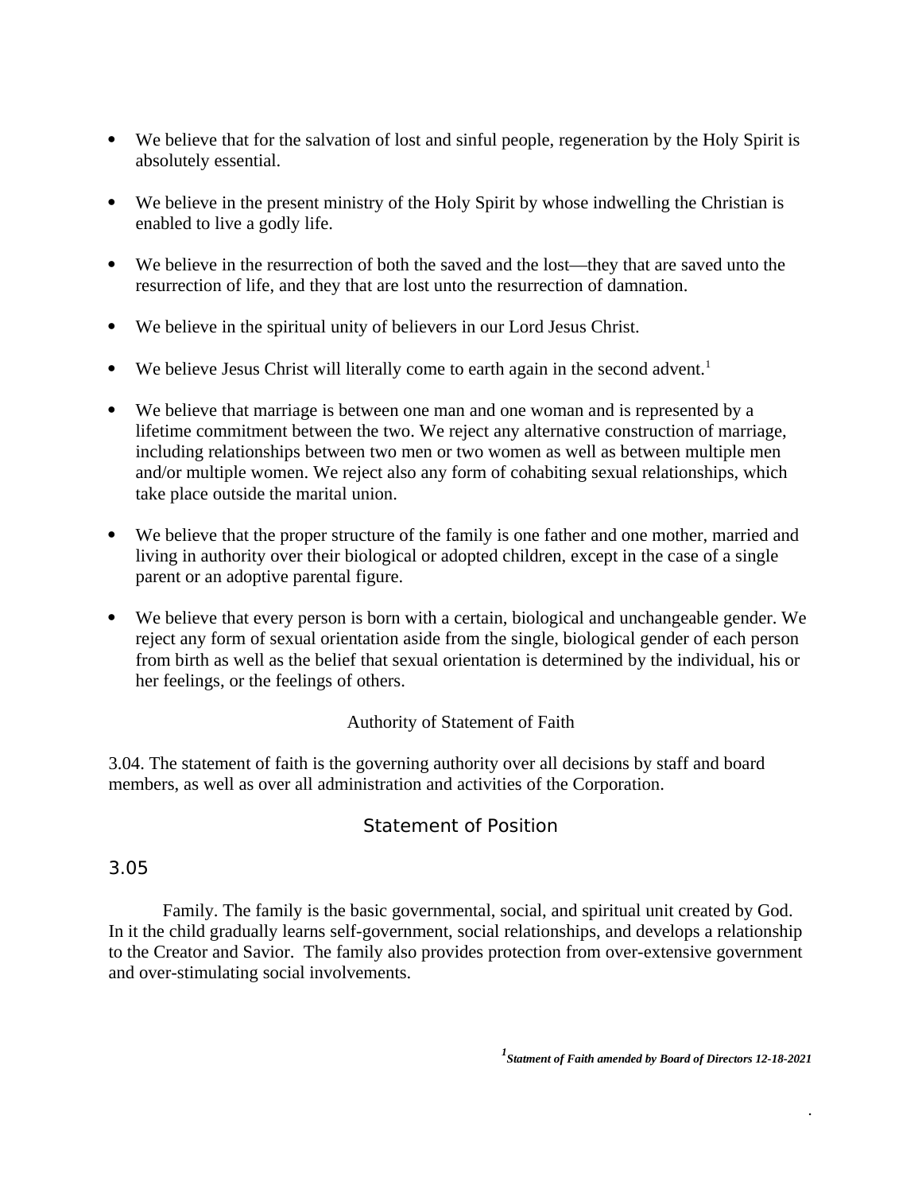- We believe that for the salvation of lost and sinful people, regeneration by the Holy Spirit is absolutely essential.
- We believe in the present ministry of the Holy Spirit by whose indwelling the Christian is enabled to live a godly life.
- We believe in the resurrection of both the saved and the lost—they that are saved unto the resurrection of life, and they that are lost unto the resurrection of damnation.
- We believe in the spiritual unity of believers in our Lord Jesus Christ.
- We believe Jesus Christ will literally come to earth again in the second advent.[1]
- We believe that marriage is between one man and one woman and is represented by a lifetime commitment between the two. We reject any alternative construction of marriage, including relationships between two men or two women as well as between multiple men and/or multiple women. We reject also any form of cohabiting sexual relationships, which take place outside the marital union.
- We believe that the proper structure of the family is one father and one mother, married and living in authority over their biological or adopted children, except in the case of a single parent or an adoptive parental figure.
- We believe that every person is born with a certain, biological and unchangeable gender. We reject any form of sexual orientation aside from the single, biological gender of each person from birth as well as the belief that sexual orientation is determined by the individual, his or her feelings, or the feelings of others.

Authority of Statement of Faith

3.04. The statement of faith is the governing authority over all decisions by staff and board members, as well as over all administration and activities of the Corporation.

## Statement of Position

3.05

Family. The family is the basic governmental, social, and spiritual unit created by God. In it the child gradually learns self-government, social relationships, and develops a relationship to the Creator and Savior. The family also provides protection from over-extensive government and over-stimulating social involvements.

[1] ***Statment of Faith amended by Board of Directors 12-18-2021***